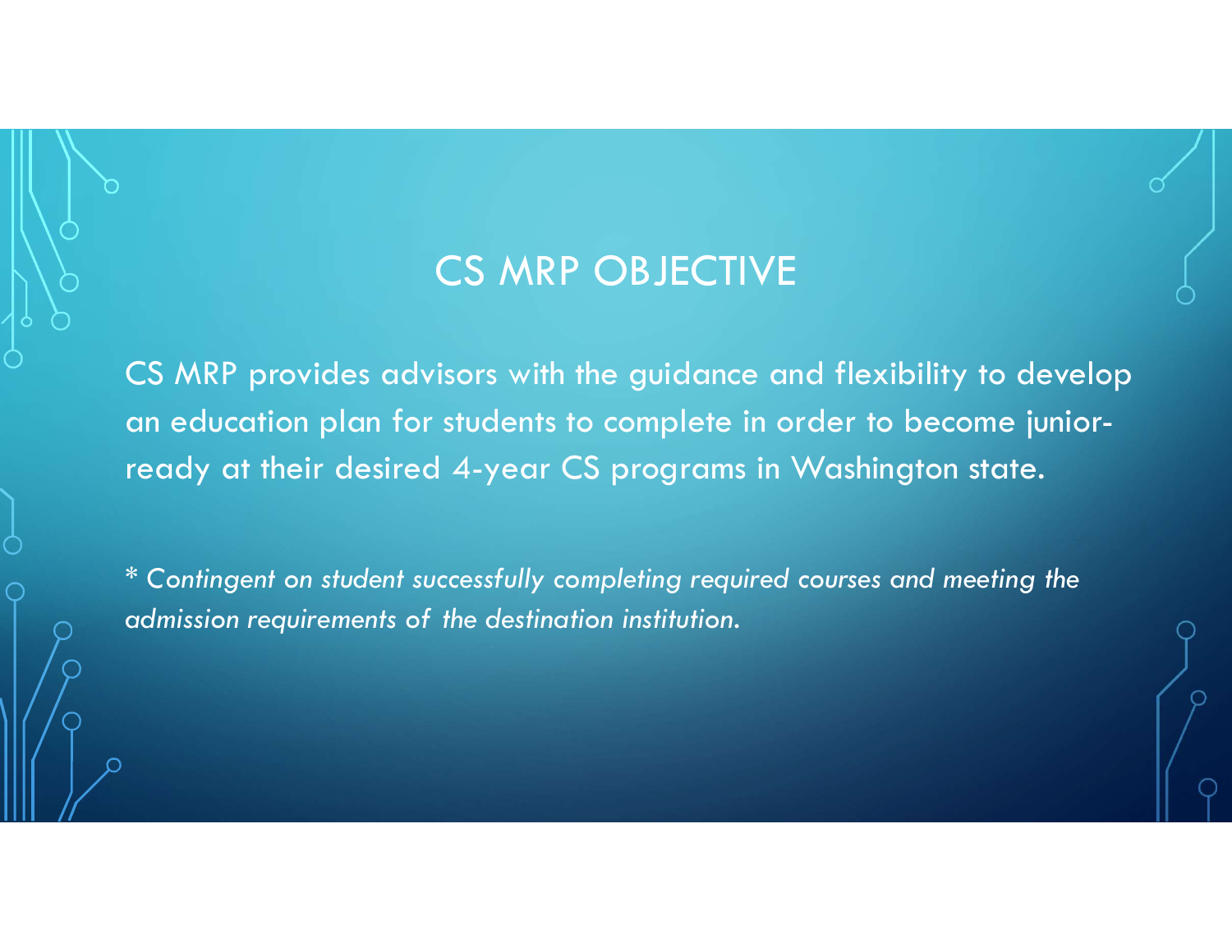# CS MRP OBJECTIVE

CS MRP provides advisors with the guidance and flexibility to develop an education plan for students to complete in order to become junior-ready at their desired 4-year CS programs in Washington state.

*\* Contingent on student successfully completing required courses and meeting the admission requirements of the destination institution.*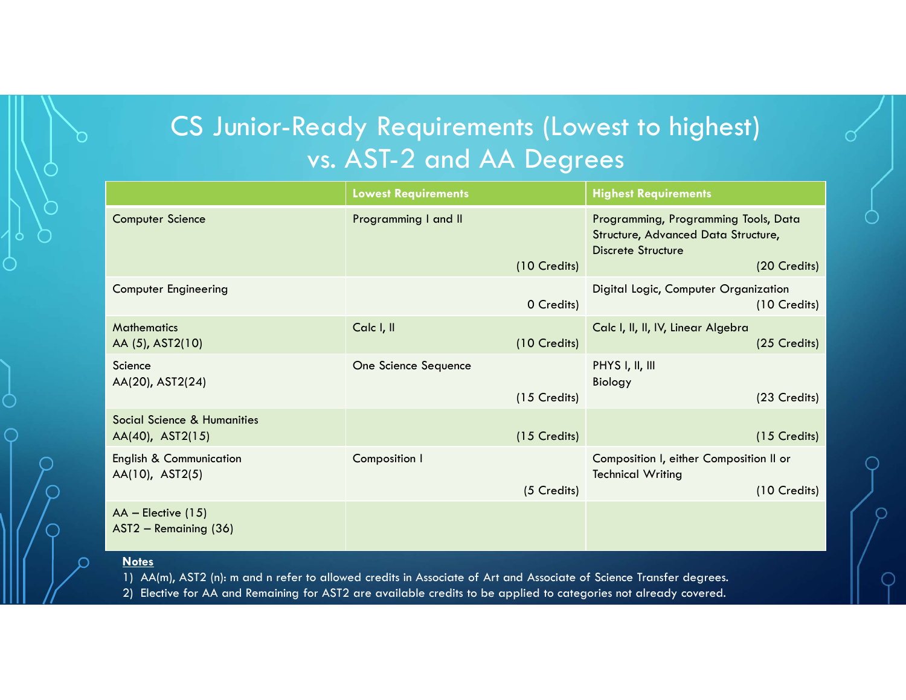# CS Junior-Ready Requirements (Lowest to highest) vs. AST-2 and AA Degrees

| | Lowest Requirements | Highest Requirements |
|---|---|---|
| Computer Science | Programming I and II (10 Credits) | Programming, Programming Tools, Data Structure, Advanced Data Structure, Discrete Structure (20 Credits) |
| Computer Engineering | 0 Credits) | Digital Logic, Computer Organization (10 Credits) |
| Mathematics AA (5), AST2(10) | Calc I, II (10 Credits) | Calc I, II, II, IV, Linear Algebra (25 Credits) |
| Science AA(20), AST2(24) | One Science Sequence (15 Credits) | PHYS I, II, III Biology (23 Credits) |
| Social Science & Humanities AA(40), AST2(15) | (15 Credits) | (15 Credits) |
| English & Communication AA(10), AST2(5) | Composition I (5 Credits) | Composition I, either Composition II or Technical Writing (10 Credits) |
| AA – Elective (15) AST2 – Remaining (36) | | |

**Notes**

1) AA(m), AST2 (n): m and n refer to allowed credits in Associate of Art and Associate of Science Transfer degrees.
2) Elective for AA and Remaining for AST2 are available credits to be applied to categories not already covered.